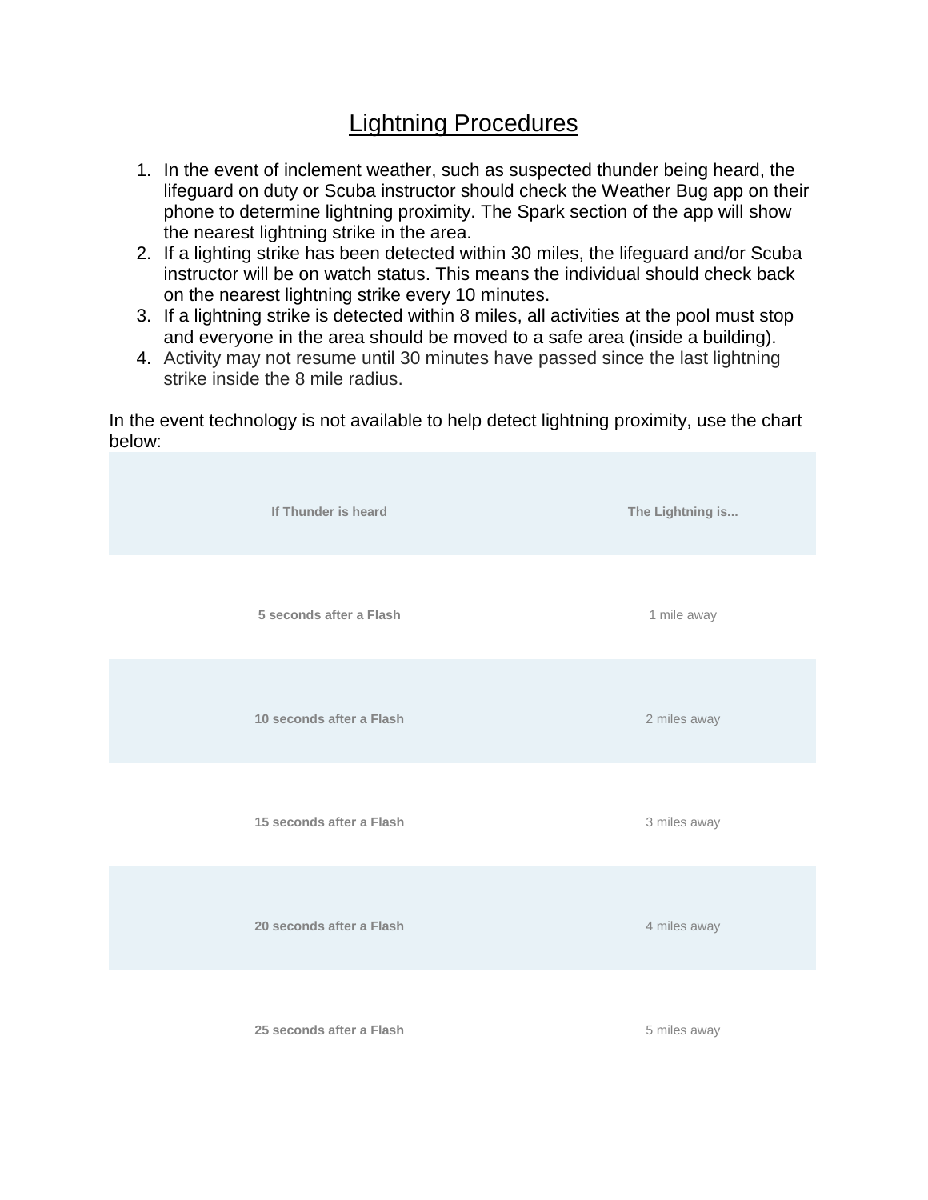# Lightning Procedures

1. In the event of inclement weather, such as suspected thunder being heard, the lifeguard on duty or Scuba instructor should check the Weather Bug app on their phone to determine lightning proximity. The Spark section of the app will show the nearest lightning strike in the area.
2. If a lighting strike has been detected within 30 miles, the lifeguard and/or Scuba instructor will be on watch status. This means the individual should check back on the nearest lightning strike every 10 minutes.
3. If a lightning strike is detected within 8 miles, all activities at the pool must stop and everyone in the area should be moved to a safe area (inside a building).
4. Activity may not resume until 30 minutes have passed since the last lightning strike inside the 8 mile radius.

In the event technology is not available to help detect lightning proximity, use the chart below:

| **If Thunder is heard** | **The Lightning is...** |
|---|---|
| **5 seconds after a Flash** | 1 mile away |
| **10 seconds after a Flash** | 2 miles away |
| **15 seconds after a Flash** | 3 miles away |
| **20 seconds after a Flash** | 4 miles away |
| **25 seconds after a Flash** | 5 miles away |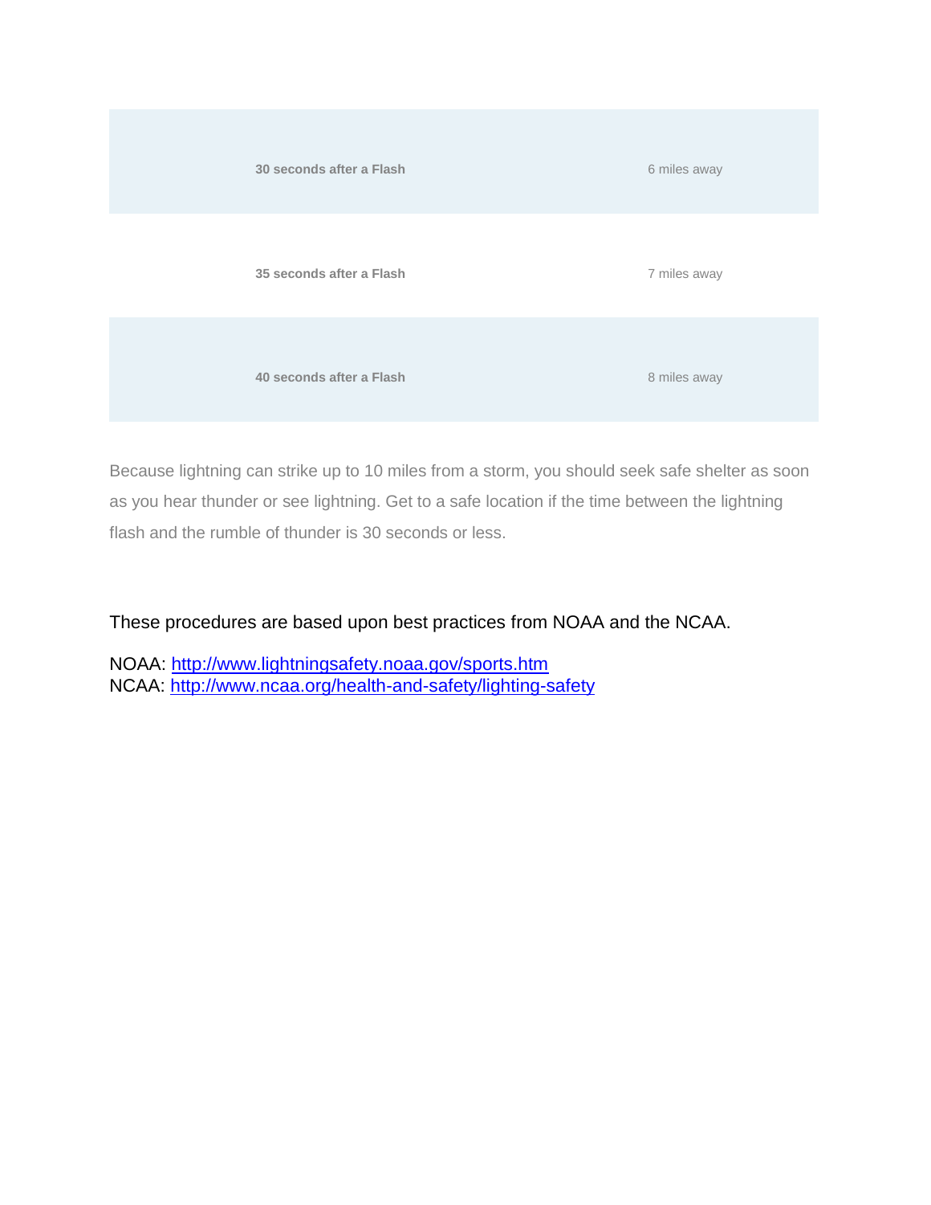| | |
|---|---|
| **30 seconds after a Flash** | 6 miles away |
| **35 seconds after a Flash** | 7 miles away |
| **40 seconds after a Flash** | 8 miles away |

Because lightning can strike up to 10 miles from a storm, you should seek safe shelter as soon as you hear thunder or see lightning. Get to a safe location if the time between the lightning flash and the rumble of thunder is 30 seconds or less.

These procedures are based upon best practices from NOAA and the NCAA.

NOAA: [http://www.lightningsafety.noaa.gov/sports.htm](http://www.lightningsafety.noaa.gov/sports.htm)
NCAA: [http://www.ncaa.org/health-and-safety/lighting-safety](http://www.ncaa.org/health-and-safety/lighting-safety)